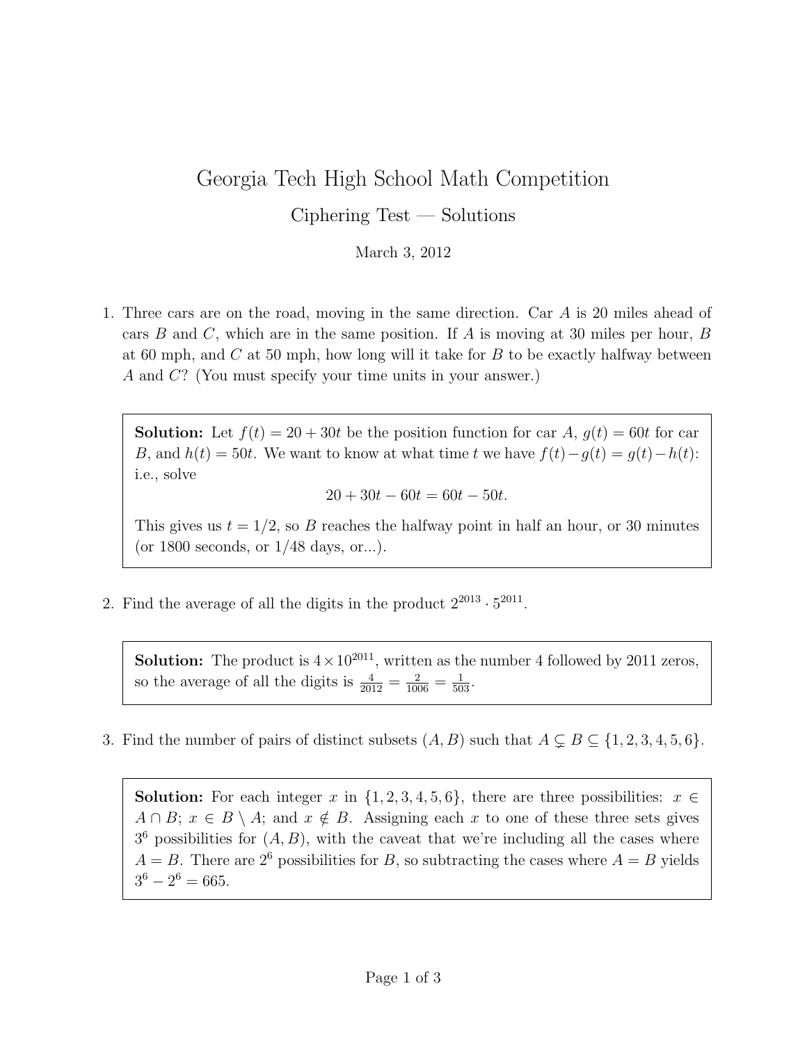# Georgia Tech High School Math Competition

## Ciphering Test — Solutions

March 3, 2012

1. Three cars are on the road, moving in the same direction. Car $A$ is 20 miles ahead of cars $B$ and $C$, which are in the same position. If $A$ is moving at 30 miles per hour, $B$ at 60 mph, and $C$ at 50 mph, how long will it take for $B$ to be exactly halfway between $A$ and $C$? (You must specify your time units in your answer.)

> **Solution:** Let $f(t) = 20 + 30t$ be the position function for car $A$, $g(t) = 60t$ for car $B$, and $h(t) = 50t$. We want to know at what time $t$ we have $f(t) - g(t) = g(t) - h(t)$: i.e., solve
>
> $$20 + 30t - 60t = 60t - 50t.$$
>
> This gives us $t = 1/2$, so $B$ reaches the halfway point in half an hour, or 30 minutes (or 1800 seconds, or 1/48 days, or...).

2. Find the average of all the digits in the product $2^{2013} \cdot 5^{2011}$.

> **Solution:** The product is $4 \times 10^{2011}$, written as the number 4 followed by 2011 zeros, so the average of all the digits is $\frac{4}{2012} = \frac{2}{1006} = \frac{1}{503}$.

3. Find the number of pairs of distinct subsets $(A, B)$ such that $A \subsetneq B \subseteq \{1, 2, 3, 4, 5, 6\}$.

> **Solution:** For each integer $x$ in $\{1, 2, 3, 4, 5, 6\}$, there are three possibilities: $x \in A \cap B$; $x \in B \setminus A$; and $x \notin B$. Assigning each $x$ to one of these three sets gives $3^6$ possibilities for $(A, B)$, with the caveat that we're including all the cases where $A = B$. There are $2^6$ possibilities for $B$, so subtracting the cases where $A = B$ yields $3^6 - 2^6 = 665$.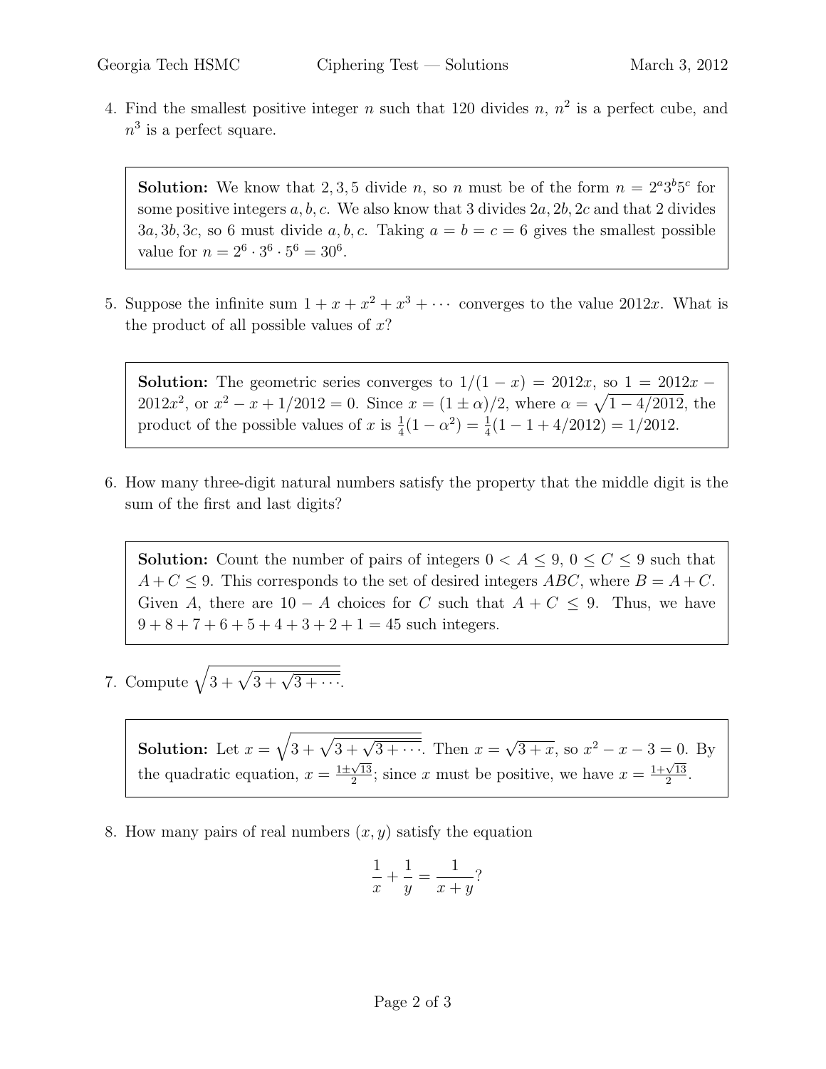4. Find the smallest positive integer $n$ such that 120 divides $n$, $n^2$ is a perfect cube, and $n^3$ is a perfect square.

> **Solution:** We know that $2, 3, 5$ divide $n$, so $n$ must be of the form $n = 2^a 3^b 5^c$ for some positive integers $a, b, c$. We also know that 3 divides $2a, 2b, 2c$ and that 2 divides $3a, 3b, 3c$, so 6 must divide $a, b, c$. Taking $a = b = c = 6$ gives the smallest possible value for $n = 2^6 \cdot 3^6 \cdot 5^6 = 30^6$.

5. Suppose the infinite sum $1 + x + x^2 + x^3 + \cdots$ converges to the value $2012x$. What is the product of all possible values of $x$?

> **Solution:** The geometric series converges to $1/(1-x) = 2012x$, so $1 = 2012x - 2012x^2$, or $x^2 - x + 1/2012 = 0$. Since $x = (1 \pm \alpha)/2$, where $\alpha = \sqrt{1 - 4/2012}$, the product of the possible values of $x$ is $\frac{1}{4}(1 - \alpha^2) = \frac{1}{4}(1 - 1 + 4/2012) = 1/2012$.

6. How many three-digit natural numbers satisfy the property that the middle digit is the sum of the first and last digits?

> **Solution:** Count the number of pairs of integers $0 < A \leq 9$, $0 \leq C \leq 9$ such that $A + C \leq 9$. This corresponds to the set of desired integers $ABC$, where $B = A + C$. Given $A$, there are $10 - A$ choices for $C$ such that $A + C \leq 9$. Thus, we have $9 + 8 + 7 + 6 + 5 + 4 + 3 + 2 + 1 = 45$ such integers.

7. Compute $\sqrt{3 + \sqrt{3 + \sqrt{3 + \cdots}}}$.

> **Solution:** Let $x = \sqrt{3 + \sqrt{3 + \sqrt{3 + \cdots}}}$. Then $x = \sqrt{3 + x}$, so $x^2 - x - 3 = 0$. By the quadratic equation, $x = \frac{1 \pm \sqrt{13}}{2}$; since $x$ must be positive, we have $x = \frac{1 + \sqrt{13}}{2}$.

8. How many pairs of real numbers $(x, y)$ satisfy the equation

$$\frac{1}{x} + \frac{1}{y} = \frac{1}{x + y}?$$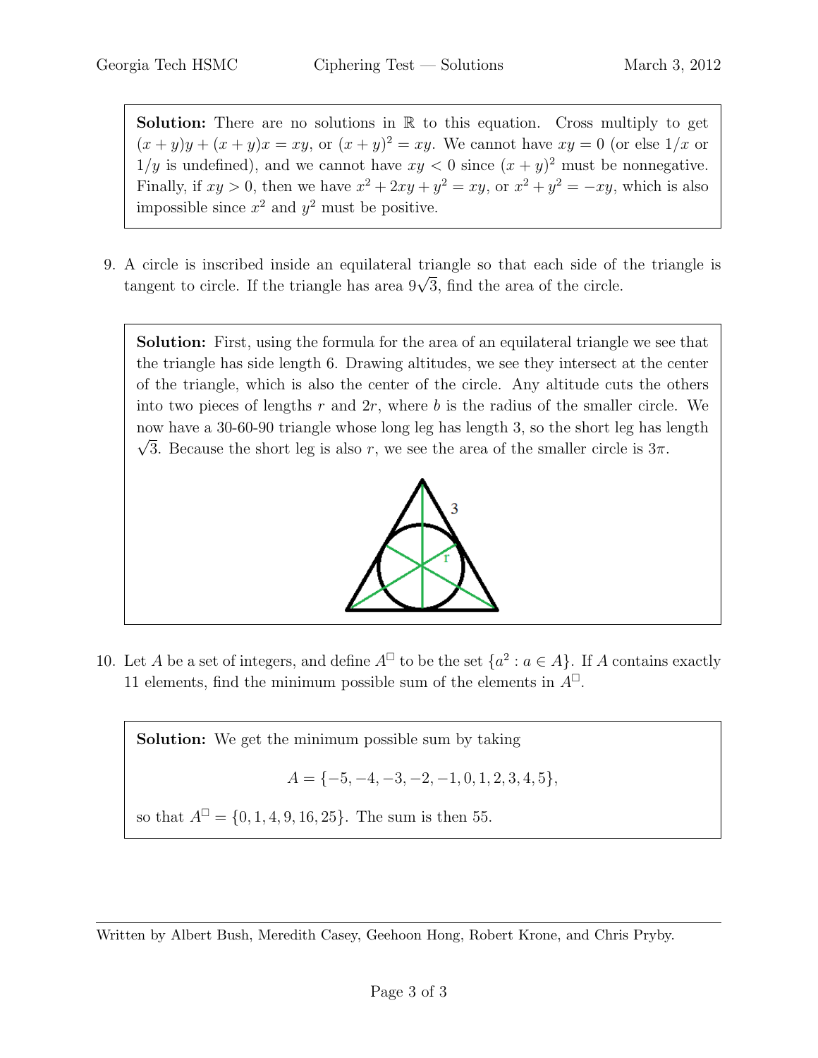**Solution:** There are no solutions in $\mathbb{R}$ to this equation. Cross multiply to get $(x+y)y + (x+y)x = xy$, or $(x+y)^2 = xy$. We cannot have $xy = 0$ (or else $1/x$ or $1/y$ is undefined), and we cannot have $xy < 0$ since $(x+y)^2$ must be nonnegative. Finally, if $xy > 0$, then we have $x^2 + 2xy + y^2 = xy$, or $x^2 + y^2 = -xy$, which is also impossible since $x^2$ and $y^2$ must be positive.

9. A circle is inscribed inside an equilateral triangle so that each side of the triangle is tangent to circle. If the triangle has area $9\sqrt{3}$, find the area of the circle.

**Solution:** First, using the formula for the area of an equilateral triangle we see that the triangle has side length 6. Drawing altitudes, we see they intersect at the center of the triangle, which is also the center of the circle. Any altitude cuts the others into two pieces of lengths $r$ and $2r$, where $b$ is the radius of the smaller circle. We now have a 30-60-90 triangle whose long leg has length 3, so the short leg has length $\sqrt{3}$. Because the short leg is also $r$, we see the area of the smaller circle is $3\pi$.

3

r

10. Let $A$ be a set of integers, and define $A^{\square}$ to be the set $\{a^2 : a \in A\}$. If $A$ contains exactly 11 elements, find the minimum possible sum of the elements in $A^{\square}$.

**Solution:** We get the minimum possible sum by taking

$$A = \{-5, -4, -3, -2, -1, 0, 1, 2, 3, 4, 5\},$$

so that $A^{\square} = \{0, 1, 4, 9, 16, 25\}$. The sum is then 55.

Written by Albert Bush, Meredith Casey, Geehoon Hong, Robert Krone, and Chris Pryby.